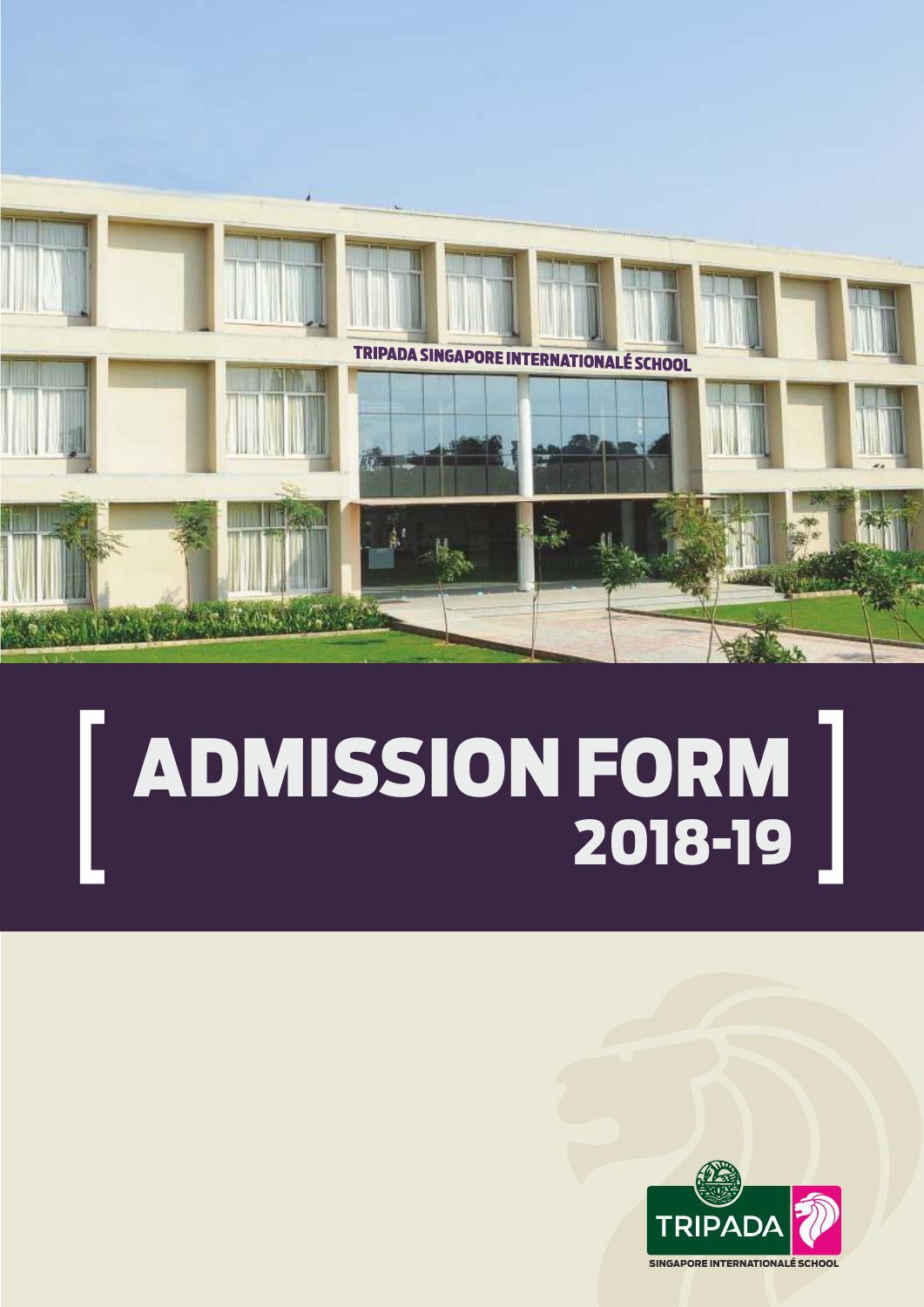TRIPADA SINGAPORE INTERNATIONALÉ SCHOOL

# [ ADMISSION FORM 2018-19 ]

TRIPADA

SINGAPORE INTERNATIONALÉ SCHOOL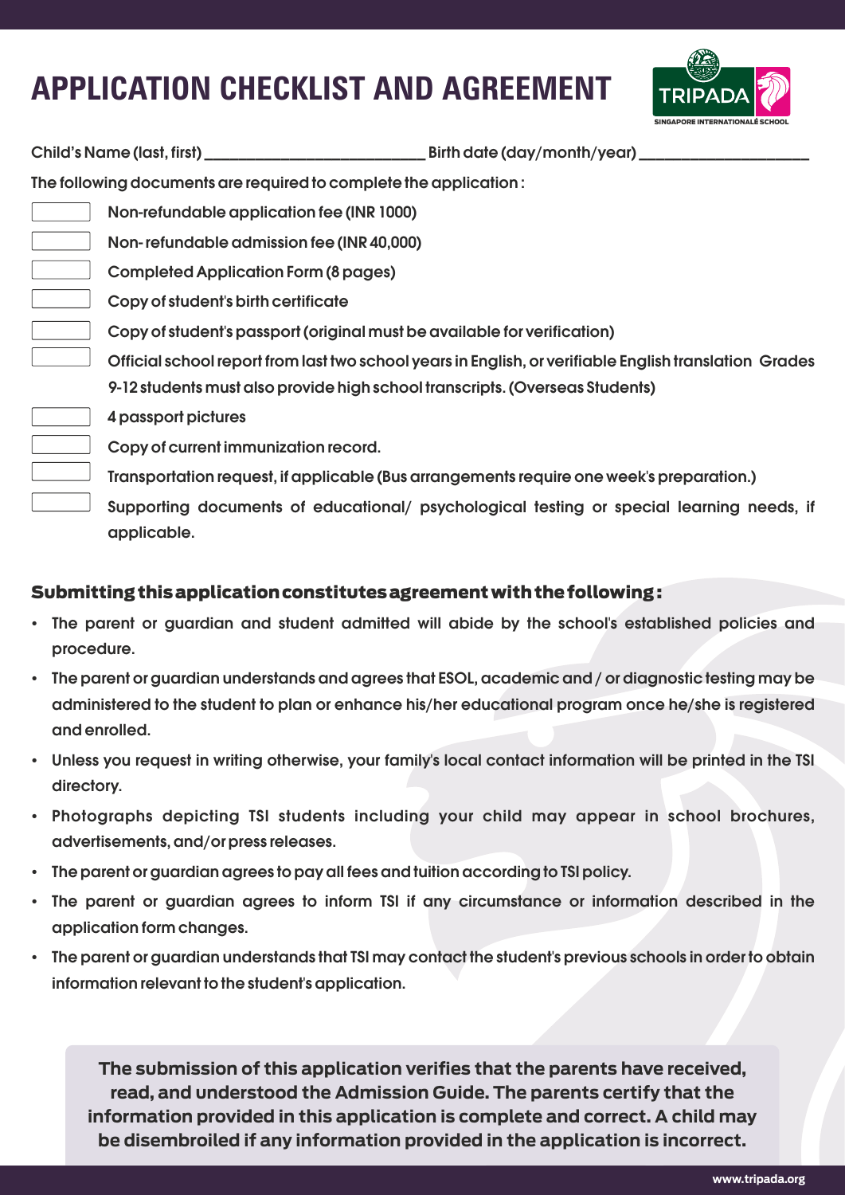# APPLICATION CHECKLIST AND AGREEMENT

Child's Name (last, first) ____________________________ Birth date (day/month/year) ____________________

The following documents are required to complete the application :

- [ ] Non-refundable application fee (INR 1000)
- [ ] Non- refundable admission fee (INR 40,000)
- [ ] Completed Application Form (8 pages)
- [ ] Copy of student's birth certificate
- [ ] Copy of student's passport (original must be available for verification)
- [ ] Official school report from last two school years in English, or verifiable English translation Grades 9-12 students must also provide high school transcripts. (Overseas Students)
- [ ] 4 passport pictures
- [ ] Copy of current immunization record.
- [ ] Transportation request, if applicable (Bus arrangements require one week's preparation.)
- [ ] Supporting documents of educational/ psychological testing or special learning needs, if applicable.

## Submitting this application constitutes agreement with the following :

- The parent or guardian and student admitted will abide by the school's established policies and procedure.
- The parent or guardian understands and agrees that ESOL, academic and / or diagnostic testing may be administered to the student to plan or enhance his/her educational program once he/she is registered and enrolled.
- Unless you request in writing otherwise, your family's local contact information will be printed in the TSI directory.
- Photographs depicting TSI students including your child may appear in school brochures, advertisements, and/or press releases.
- The parent or guardian agrees to pay all fees and tuition according to TSI policy.
- The parent or guardian agrees to inform TSI if any circumstance or information described in the application form changes.
- The parent or guardian understands that TSI may contact the student's previous schools in order to obtain information relevant to the student's application.

**The submission of this application verifies that the parents have received, read, and understood the Admission Guide. The parents certify that the information provided in this application is complete and correct. A child may be disembroiled if any information provided in the application is incorrect.**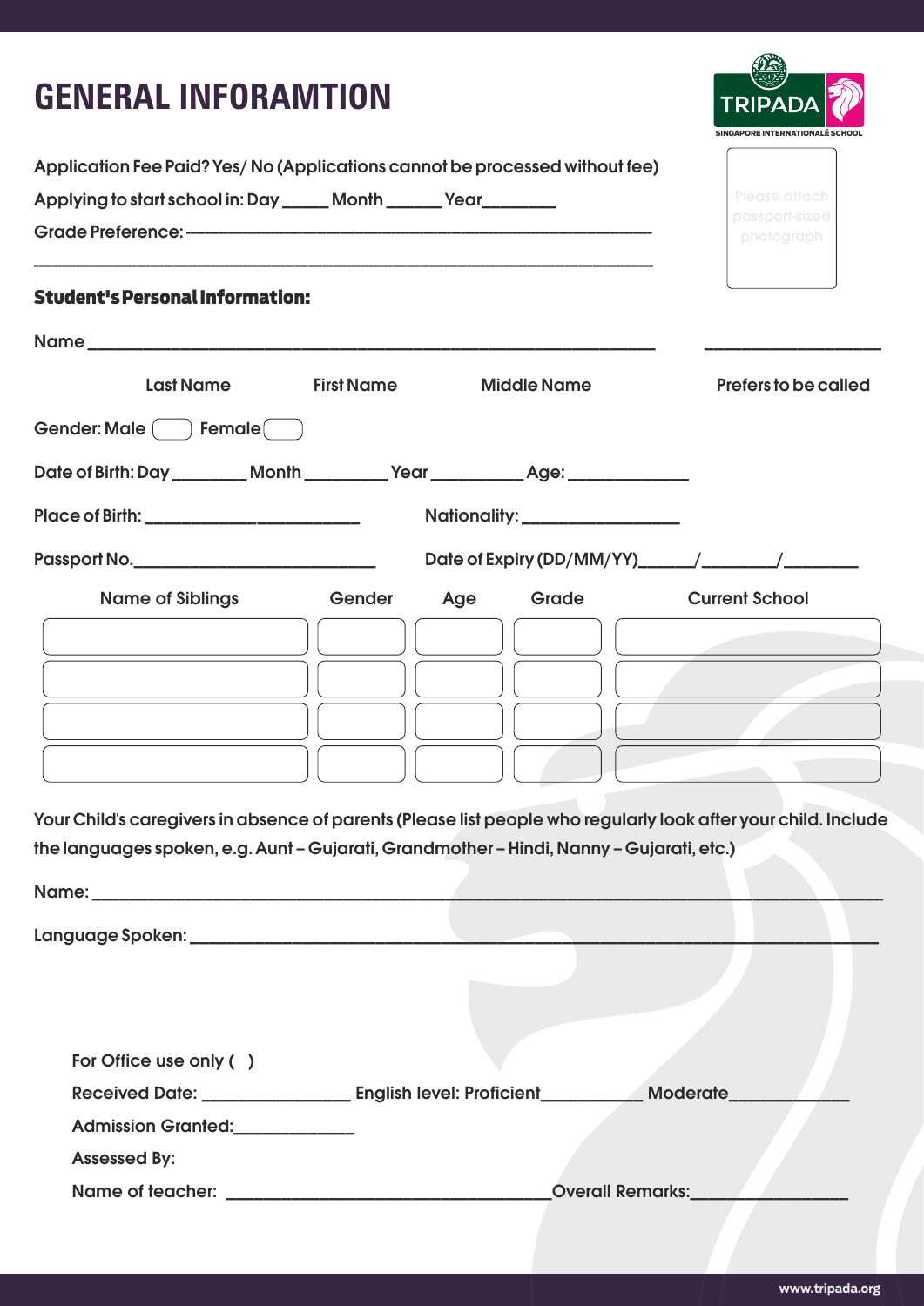# GENERAL INFORAMTION

TRIPADA
SINGAPORE INTERNATIONALE SCHOOL

Please attach passport-sized photograph

Application Fee Paid? Yes/ No (Applications cannot be processed without fee)

Applying to start school in: Day _____ Month ______ Year________

Grade Preference: ___________________________________________________________

_____________________________________________________________________________

**Student's Personal Information:**

Name ______________________________________________________________ ___________________

Last Name    First Name    Middle Name    Prefers to be called

Gender: Male ☐ Female ☐

Date of Birth: Day ________ Month _________ Year __________ Age: _____________

Place of Birth: ________________________ Nationality: __________________

Passport No.___________________________ Date of Expiry (DD/MM/YY)______/________/________

| Name of Siblings | Gender | Age | Grade | Current School |
| --- | --- | --- | --- | --- |
| | | | | |
| | | | | |
| | | | | |
| | | | | |

Your Child's caregivers in absence of parents (Please list people who regularly look after your child. Include the languages spoken, e.g. Aunt – Gujarati, Grandmother – Hindi, Nanny – Gujarati, etc.)

Name: ______________________________________________________________________________

Language Spoken: ____________________________________________________________________

For Office use only ( )

Received Date: ________________ English level: Proficient___________ Moderate_____________

Admission Granted:_____________

Assessed By:

Name of teacher: ____________________________________Overall Remarks:_________________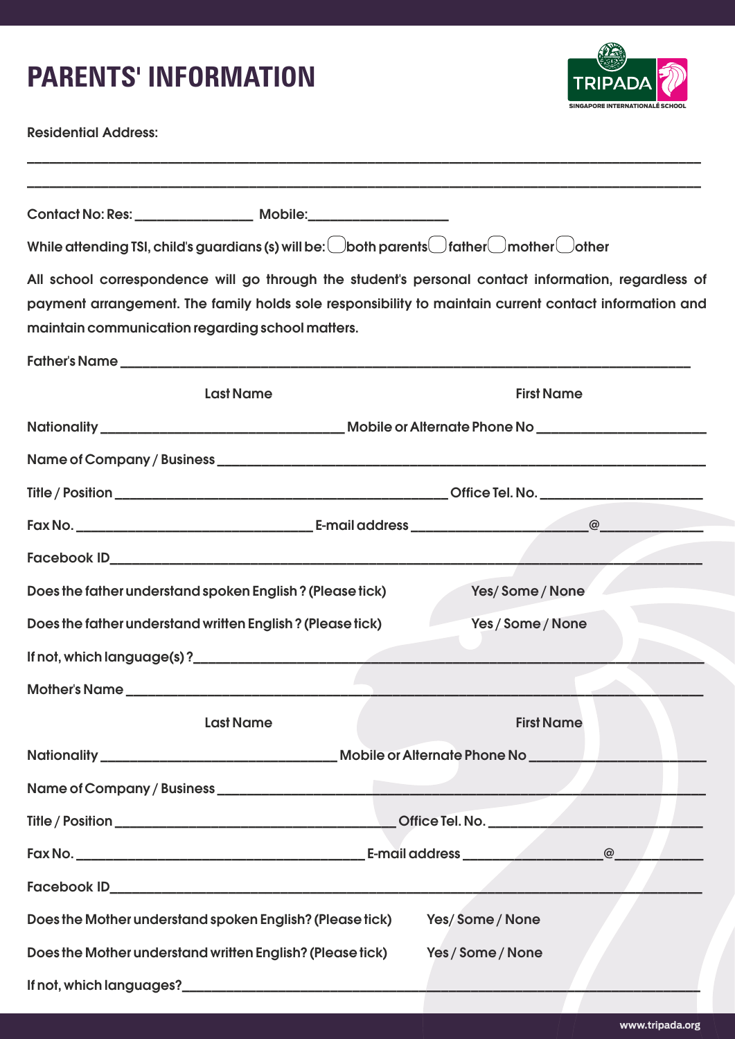# PARENTS' INFORMATION

Residential Address:

______________________________________________________________________________

______________________________________________________________________________

Contact No: Res: ________________ Mobile: ___________________

While attending TSI, child's guardians (s) will be: ◯ both parents ◯ father ◯ mother ◯ other

All school correspondence will go through the student's personal contact information, regardless of payment arrangement. The family holds sole responsibility to maintain current contact information and maintain communication regarding school matters.

Father's Name ______________________________________________________________

Last Name First Name

Nationality ______________________________ Mobile or Alternate Phone No ____________________

Name of Company / Business ________________________________________________________

Title / Position ________________________________________ Office Tel. No. ____________________

Fax No. _____________________________ E-mail address ______________________@_____________

Facebook ID ________________________________________________________________________

Does the father understand spoken English ? (Please tick) Yes/ Some / None

Does the father understand written English ? (Please tick) Yes / Some / None

If not, which language(s) ? _______________________________________________________________

Mother's Name ______________________________________________________________________

Last Name First Name

Nationality ______________________________ Mobile or Alternate Phone No ____________________

Name of Company / Business ________________________________________________________

Title / Position ___________________________________ Office Tel. No. __________________________

Fax No. _____________________________________ E-mail address __________________@__________

Facebook ID ________________________________________________________________________

Does the Mother understand spoken English? (Please tick) Yes/ Some / None

Does the Mother understand written English? (Please tick) Yes / Some / None

If not, which languages? _________________________________________________________________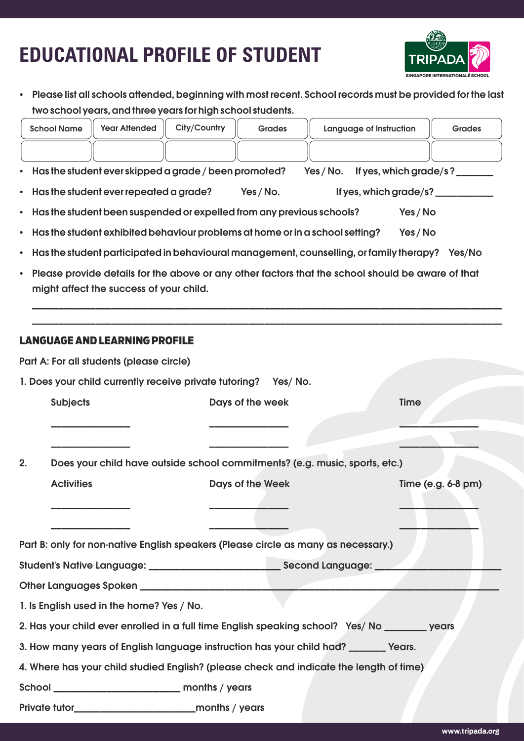# EDUCATIONAL PROFILE OF STUDENT

- **Please list all schools attended, beginning with most recent. School records must be provided for the last two school years, and three years for high school students.**

| School Name | Year Attended | City/Country | Grades | Language of Instruction | Grades |
|---|---|---|---|---|---|
| | | | | | |

- **Has the student ever skipped a grade / been promoted? Yes / No. If yes, which grade/s ? _______**
- **Has the student ever repeated a grade? Yes / No. If yes, which grade/s? ___________**
- **Has the student been suspended or expelled from any previous schools? Yes / No**
- **Has the student exhibited behaviour problems at home or in a school setting? Yes / No**
- **Has the student participated in behavioural management, counselling, or family therapy? Yes/No**
- Please provide details for the above or any other factors that the school should be aware of that might affect the success of your child.

_______________________________________________________________________________

_______________________________________________________________________________

## LANGUAGE AND LEARNING PROFILE

Part A: For all students (please circle)

1. Does your child currently receive private tutoring? Yes/ No.

| Subjects | Days of the week | Time |
|---|---|---|
| ______________ | ______________ | ______________ |
| ______________ | ______________ | ______________ |

2. Does your child have outside school commitments? (e.g. music, sports, etc.)

| Activities | Days of the Week | Time (e.g. 6-8 pm) |
|---|---|---|
| ______________ | ______________ | ______________ |
| ______________ | ______________ | ______________ |

Part B: only for non-native English speakers (Please circle as many as necessary.)

Student's Native Language: ________________________ Second Language: ______________________

Other Languages Spoken _________________________________________________________________

1. Is English used in the home? Yes / No.

2. Has your child ever enrolled in a full time English speaking school? Yes/ No ________ years

3. How many years of English language instruction has your child had? _______ Years.

4. Where has your child studied English? (please check and indicate the length of time)

School _______________________ months / years

Private tutor_______________________months / years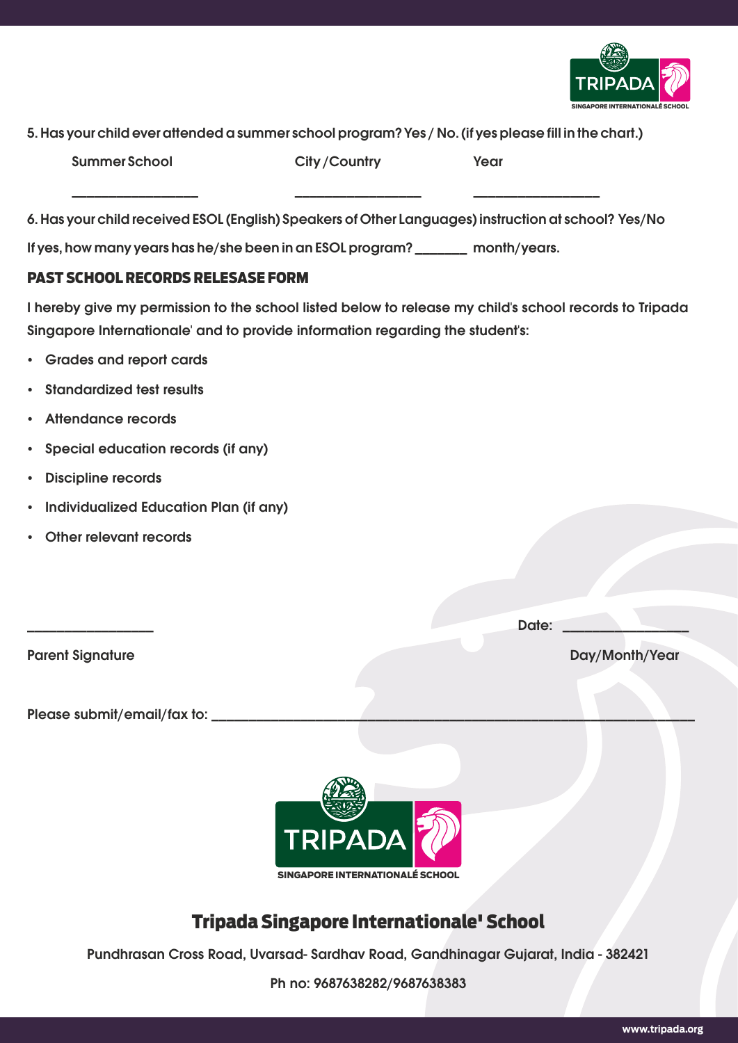5. Has your child ever attended a summer school program? Yes / No. (if yes please fill in the chart.)

| Summer School | City /Country | Year |
| --- | --- | --- |
| ______________ | ______________ | ______________ |

6. Has your child received ESOL (English) Speakers of Other Languages) instruction at school? Yes/No

If yes, how many years has he/she been in an ESOL program? _______ month/years.

## PAST SCHOOL RECORDS RELESASE FORM

I hereby give my permission to the school listed below to release my child's school records to Tripada Singapore Internationale' and to provide information regarding the student's:

- Grades and report cards
- Standardized test results
- Attendance records
- Special education records (if any)
- Discipline records
- Individualized Education Plan (if any)
- Other relevant records

______________ Date: ______________

Parent Signature Day/Month/Year

Please submit/email/fax to: ______________________________________________

TRIPADA
SINGAPORE INTERNATIONALÉ SCHOOL

## Tripada Singapore Internationale' School

Pundhrasan Cross Road, Uvarsad- Sardhav Road, Gandhinagar Gujarat, India - 382421

Ph no: 9687638282/9687638383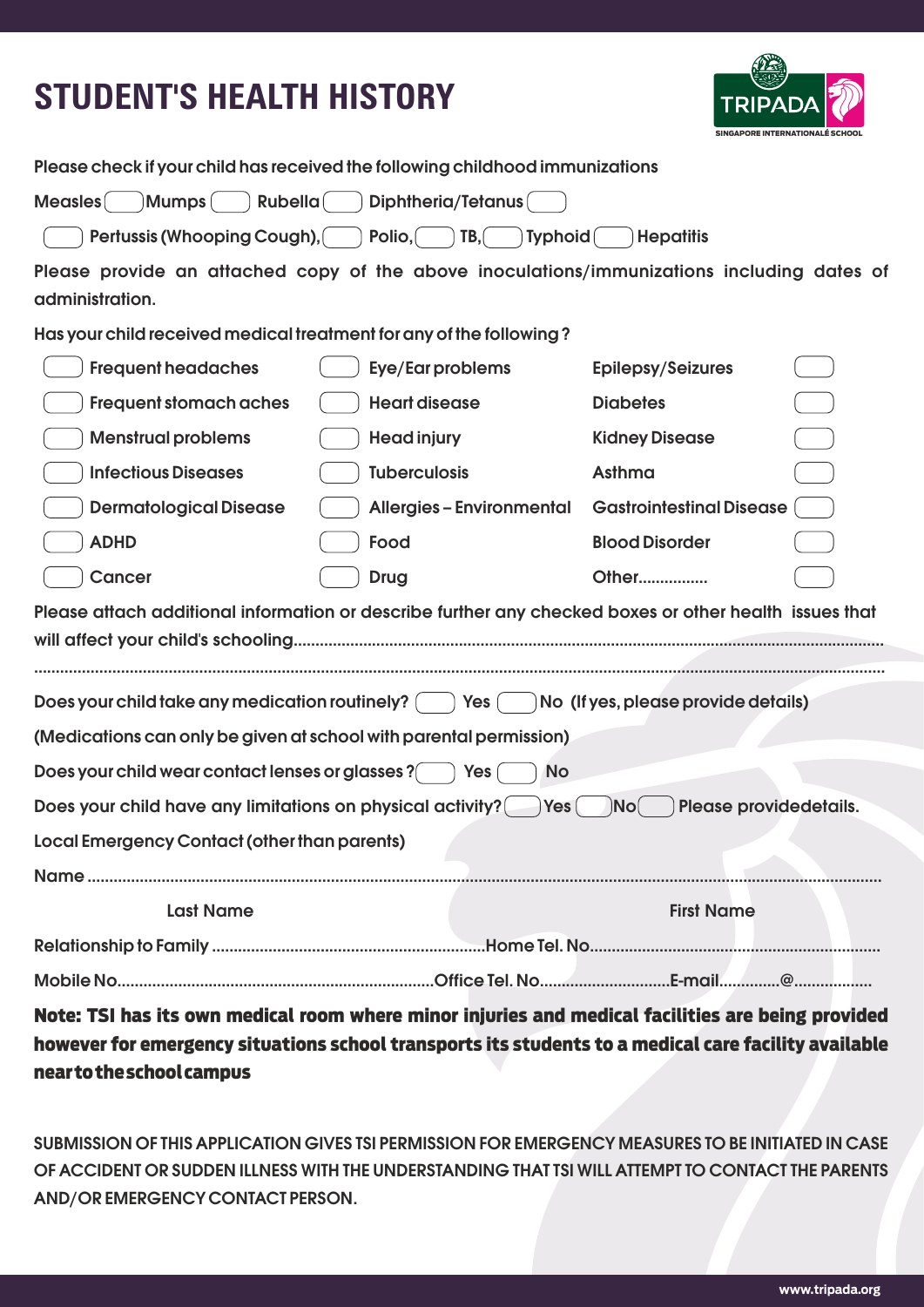# STUDENT'S HEALTH HISTORY

TRIPADA
SINGAPORE INTERNATIONALE SCHOOL

Please check if your child has received the following childhood immunizations

Measles ☐ Mumps ☐ Rubella ☐ Diphtheria/Tetanus ☐

☐ Pertussis (Whooping Cough), ☐ Polio, ☐ TB, ☐ Typhoid ☐ Hepatitis

Please provide an attached copy of the above inoculations/immunizations including dates of administration.

Has your child received medical treatment for any of the following?

| | | |
|---|---|---|
| ☐ Frequent headaches | ☐ Eye/Ear problems | Epilepsy/Seizures ☐ |
| ☐ Frequent stomach aches | ☐ Heart disease | Diabetes ☐ |
| ☐ Menstrual problems | ☐ Head injury | Kidney Disease ☐ |
| ☐ Infectious Diseases | ☐ Tuberculosis | Asthma ☐ |
| ☐ Dermatological Disease | ☐ Allergies – Environmental | Gastrointestinal Disease ☐ |
| ☐ ADHD | ☐ Food | Blood Disorder ☐ |
| ☐ Cancer | ☐ Drug | Other................ ☐ |

Please attach additional information or describe further any checked boxes or other health issues that will affect your child's schooling......................................................................................................................................

.......................................................................................................................................................................................

Does your child take any medication routinely? ☐ Yes ☐ No (If yes, please provide details)

(Medications can only be given at school with parental permission)

Does your child wear contact lenses or glasses? ☐ Yes ☐ No

Does your child have any limitations on physical activity? ☐ Yes ☐ No ☐ Please providedetails.

Local Emergency Contact (other than parents)

Name .......................................................................................................................................................................

Last Name First Name

Relationship to Family .............................................................Home Tel. No.................................................................

Mobile No.......................................................................Office Tel. No.............................E-mail.............@.................

**Note: TSI has its own medical room where minor injuries and medical facilities are being provided however for emergency situations school transports its students to a medical care facility available near to the school campus**

SUBMISSION OF THIS APPLICATION GIVES TSI PERMISSION FOR EMERGENCY MEASURES TO BE INITIATED IN CASE OF ACCIDENT OR SUDDEN ILLNESS WITH THE UNDERSTANDING THAT TSI WILL ATTEMPT TO CONTACT THE PARENTS AND/OR EMERGENCY CONTACT PERSON.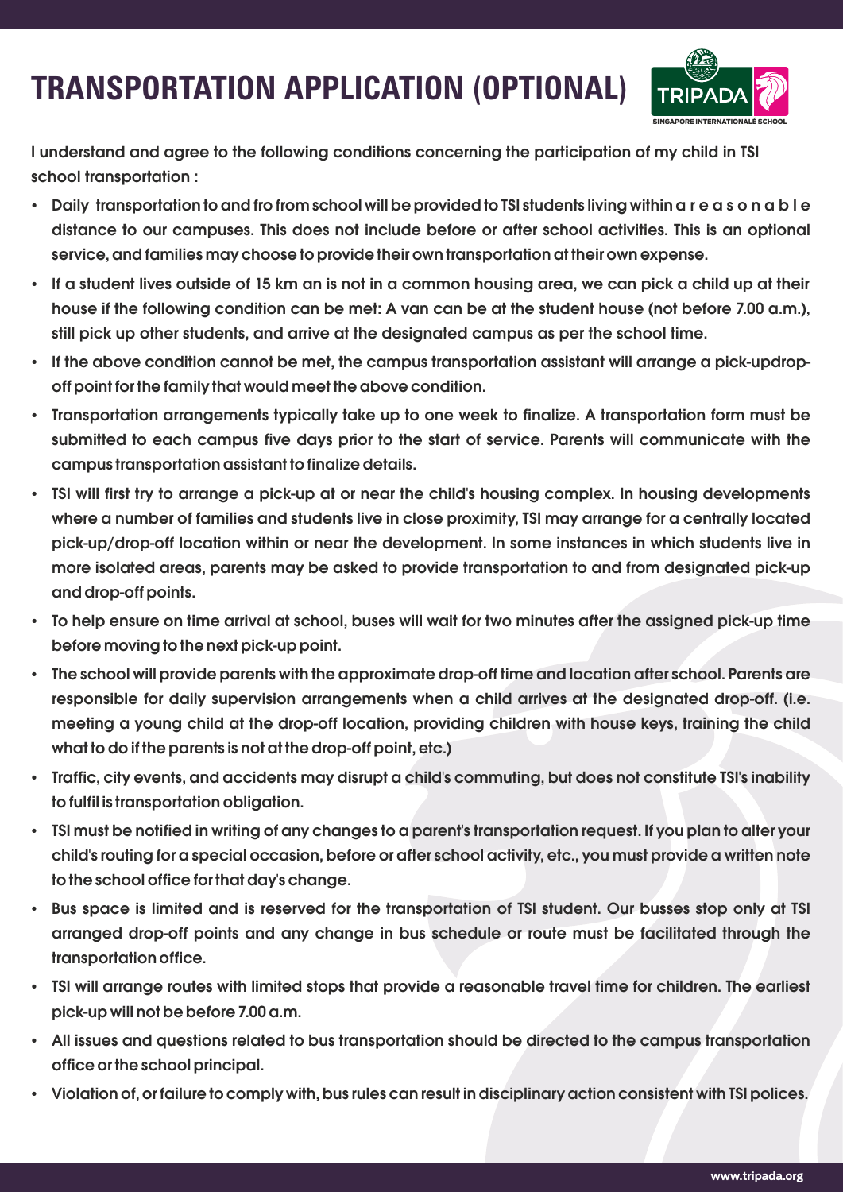# TRANSPORTATION APPLICATION (OPTIONAL)

I understand and agree to the following conditions concerning the participation of my child in TSI school transportation :

- Daily transportation to and fro from school will be provided to TSI students living within a reasonable distance to our campuses. This does not include before or after school activities. This is an optional service, and families may choose to provide their own transportation at their own expense.
- If a student lives outside of 15 km an is not in a common housing area, we can pick a child up at their house if the following condition can be met: A van can be at the student house (not before 7.00 a.m.), still pick up other students, and arrive at the designated campus as per the school time.
- If the above condition cannot be met, the campus transportation assistant will arrange a pick-updrop-off point for the family that would meet the above condition.
- Transportation arrangements typically take up to one week to finalize. A transportation form must be submitted to each campus five days prior to the start of service. Parents will communicate with the campus transportation assistant to finalize details.
- TSI will first try to arrange a pick-up at or near the child's housing complex. In housing developments where a number of families and students live in close proximity, TSI may arrange for a centrally located pick-up/drop-off location within or near the development. In some instances in which students live in more isolated areas, parents may be asked to provide transportation to and from designated pick-up and drop-off points.
- To help ensure on time arrival at school, buses will wait for two minutes after the assigned pick-up time before moving to the next pick-up point.
- The school will provide parents with the approximate drop-off time and location after school. Parents are responsible for daily supervision arrangements when a child arrives at the designated drop-off. (i.e. meeting a young child at the drop-off location, providing children with house keys, training the child what to do if the parents is not at the drop-off point, etc.)
- Traffic, city events, and accidents may disrupt a child's commuting, but does not constitute TSI's inability to fulfil is transportation obligation.
- TSI must be notified in writing of any changes to a parent's transportation request. If you plan to alter your child's routing for a special occasion, before or after school activity, etc., you must provide a written note to the school office for that day's change.
- Bus space is limited and is reserved for the transportation of TSI student. Our busses stop only at TSI arranged drop-off points and any change in bus schedule or route must be facilitated through the transportation office.
- TSI will arrange routes with limited stops that provide a reasonable travel time for children. The earliest pick-up will not be before 7.00 a.m.
- All issues and questions related to bus transportation should be directed to the campus transportation office or the school principal.
- Violation of, or failure to comply with, bus rules can result in disciplinary action consistent with TSI polices.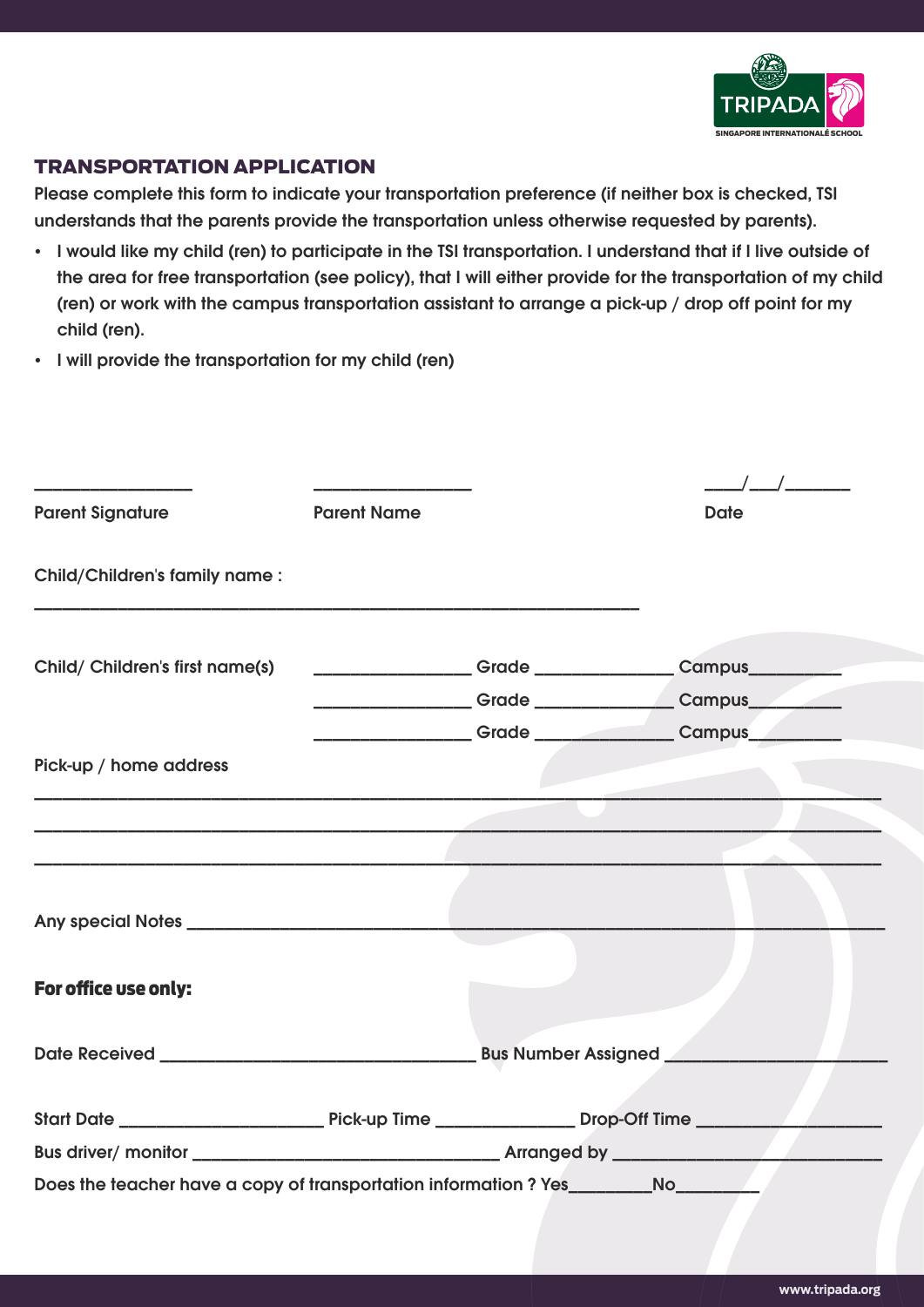## TRANSPORTATION APPLICATION

Please complete this form to indicate your transportation preference (if neither box is checked, TSI understands that the parents provide the transportation unless otherwise requested by parents).

- I would like my child (ren) to participate in the TSI transportation. I understand that if I live outside of the area for free transportation (see policy), that I will either provide for the transportation of my child (ren) or work with the campus transportation assistant to arrange a pick-up / drop off point for my child (ren).
- I will provide the transportation for my child (ren)

_______________ _______________ ____/___/______

Parent Signature Parent Name Date

Child/Children's family name :

____________________________________________________________

Child/ Children's first name(s) _______________ Grade _____________ Campus_________

_______________ Grade _____________ Campus_________

_______________ Grade _____________ Campus_________

Pick-up / home address

____________________________________________________________

____________________________________________________________

____________________________________________________________

Any special Notes ______________________________________________________

**For office use only:**

Date Received ______________________________ Bus Number Assigned ____________________

Start Date ___________________ Pick-up Time _____________ Drop-Off Time _________________

Bus driver/ monitor ____________________________ Arranged by __________________________

Does the teacher have a copy of transportation information ? Yes________No________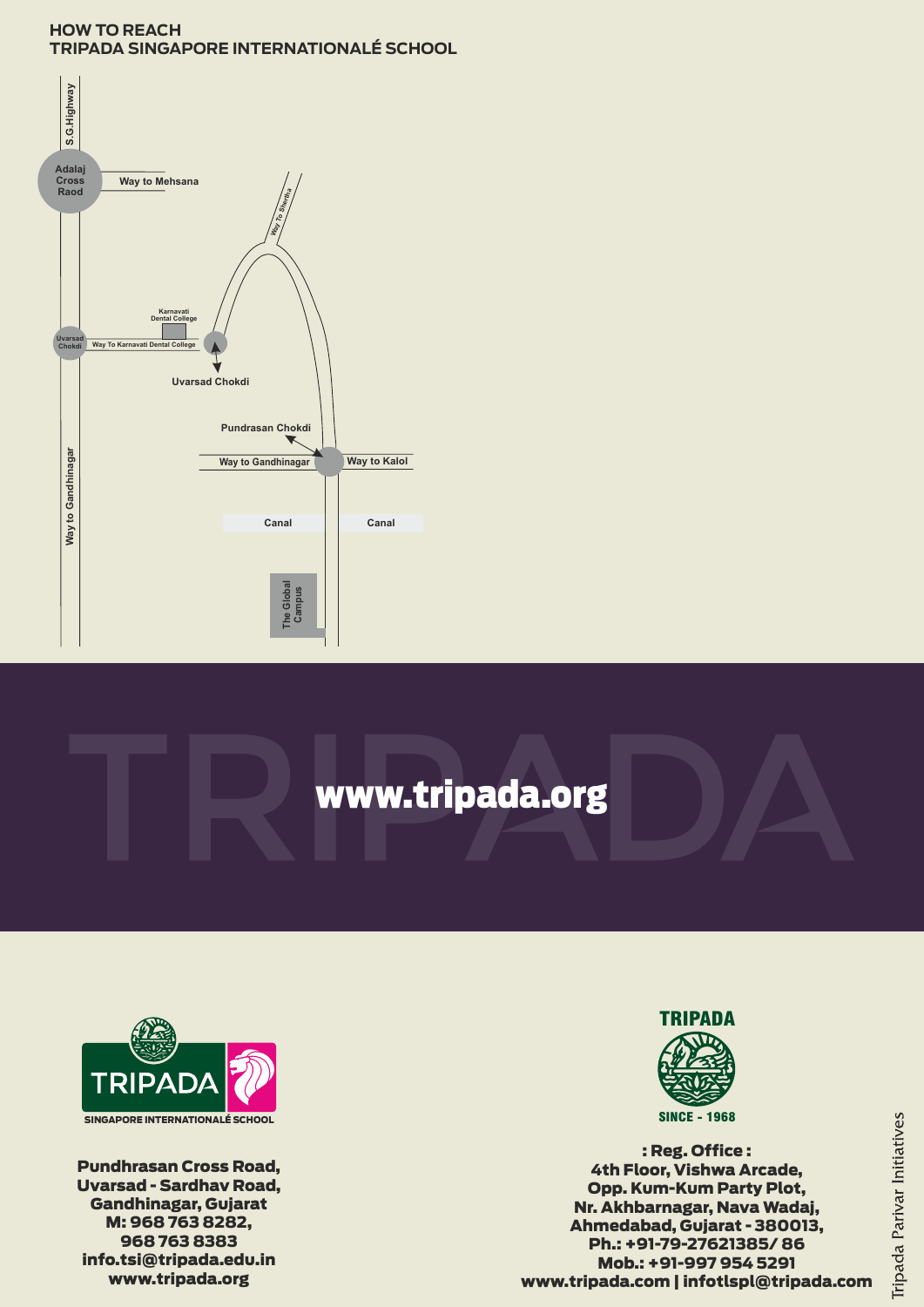## HOW TO REACH
## TRIPADA SINGAPORE INTERNATIONALÉ SCHOOL

S.G.Highway

Adalaj Cross Raod

Way to Mehsana

Way To Shertha

Karnavati Dental College

Uvarsad Chokdi

Way To Karnavati Dental College

Uvarsad Chokdi

Pundrasan Chokdi

Way to Gandhinagar

Way to Kalol

Way to Gandhinagar

Canal

Canal

The Global Campus

TRIPADA

**www.tripada.org**

TRIPADA

SINGAPORE INTERNATIONALÉ SCHOOL

**Pundhrasan Cross Road,**
**Uvarsad - Sardhav Road,**
**Gandhinagar, Gujarat**
**M: 968 763 8282,**
**968 763 8383**
**info.tsi@tripada.edu.in**
**www.tripada.org**

TRIPADA

SINCE - 1968

**: Reg. Office :**
**4th Floor, Vishwa Arcade,**
**Opp. Kum-Kum Party Plot,**
**Nr. Akhbarnagar, Nava Wadaj,**
**Ahmedabad, Gujarat - 380013,**
**Ph.: +91-79-27621385/ 86**
**Mob.: +91-997 954 5291**
**www.tripada.com | infotlspl@tripada.com**

Tripada Parivar Initiatives